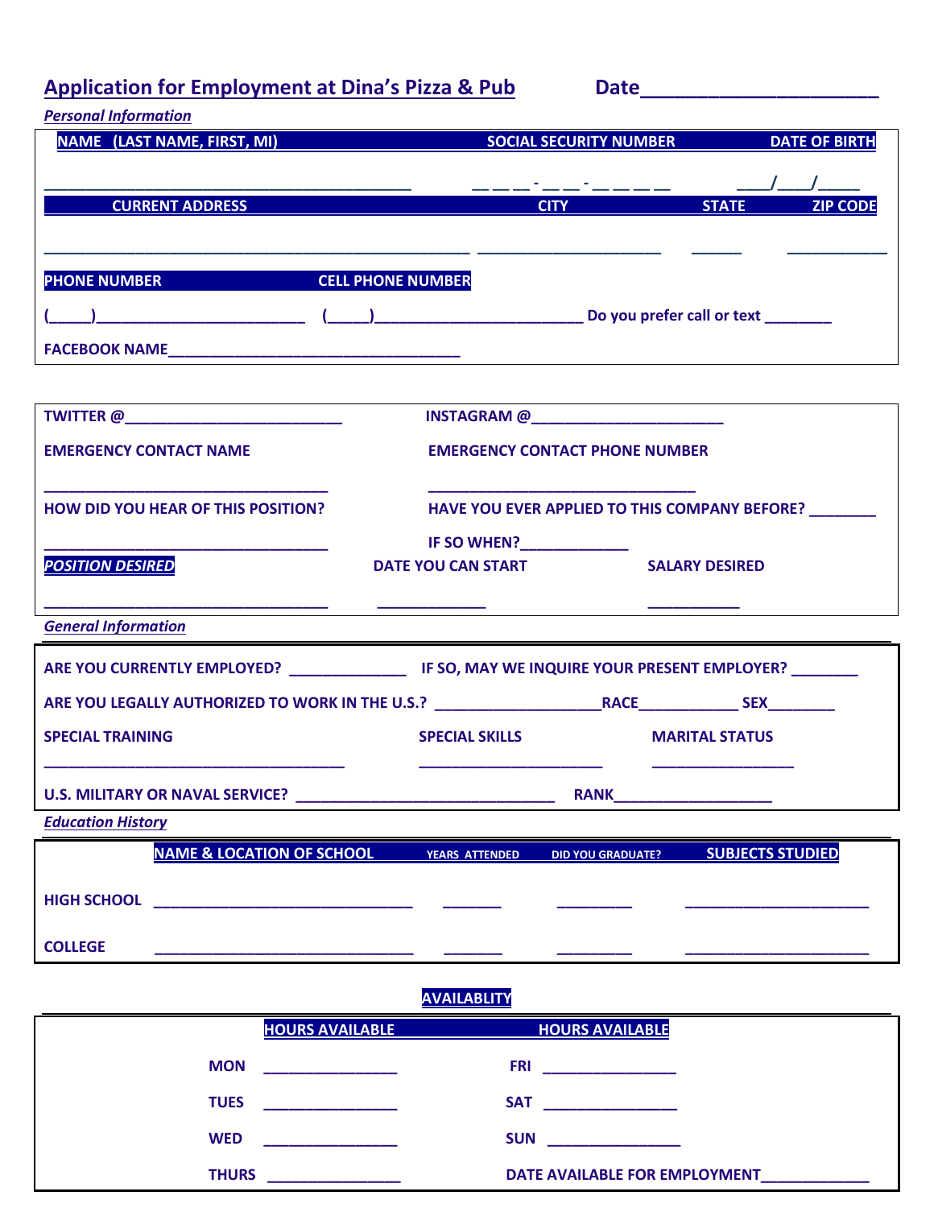# Application for Employment at Dina's Pizza & Pub

**Date**______________________

***Personal Information***

| NAME (LAST NAME, FIRST, MI) | SOCIAL SECURITY NUMBER | DATE OF BIRTH |
|---|---|---|
| ____________________________________________ | _ _ _ - _ _ - _ _ _ _ | ____/____/_____ |

| CURRENT ADDRESS | CITY | STATE | ZIP CODE |
|---|---|---|---|
| ____________________________________________________ | ______________________ | ______ | ____________ |

| PHONE NUMBER | CELL PHONE NUMBER |
|---|---|
| (_____)_________________________ | (_____)_________________________ |

Do you prefer call or text ________

FACEBOOK NAME____________________________________

TWITTER @__________________________ INSTAGRAM @_______________________

EMERGENCY CONTACT NAME

___________________________________

EMERGENCY CONTACT PHONE NUMBER

_________________________________

HOW DID YOU HEAR OF THIS POSITION?

___________________________________

HAVE YOU EVER APPLIED TO THIS COMPANY BEFORE? ________

IF SO WHEN?_____________

| ***POSITION DESIRED*** | DATE YOU CAN START | SALARY DESIRED |
|---|---|---|
| ___________________________________ | _____________ | ___________ |

***General Information***

ARE YOU CURRENTLY EMPLOYED? ______________ IF SO, MAY WE INQUIRE YOUR PRESENT EMPLOYER? ________

ARE YOU LEGALLY AUTHORIZED TO WORK IN THE U.S.? ____________________RACE____________ SEX________

| SPECIAL TRAINING | SPECIAL SKILLS | MARITAL STATUS |
|---|---|---|
| _____________________________________ | ______________________ | _________________ |

U.S. MILITARY OR NAVAL SERVICE? ________________________________ RANK___________________

***Education History***

| | NAME & LOCATION OF SCHOOL | YEARS ATTENDED | DID YOU GRADUATE? | SUBJECTS STUDIED |
|---|---|---|---|---|
| HIGH SCHOOL | ________________________________ | _______ | _________ | ______________________ |
| COLLEGE | ________________________________ | _______ | _________ | ______________________ |

## AVAILABLITY

| | HOURS AVAILABLE | | HOURS AVAILABLE |
|---|---|---|---|
| MON | ________________ | FRI | ________________ |
| TUES | ________________ | SAT | ________________ |
| WED | ________________ | SUN | ________________ |
| THURS | ________________ | DATE AVAILABLE FOR EMPLOYMENT | _____________ |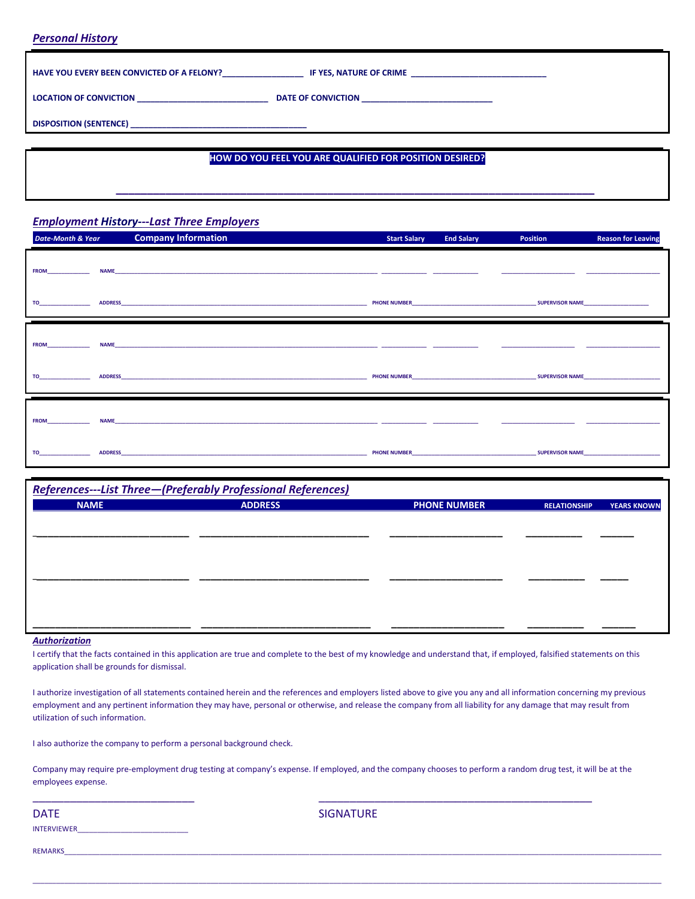## *Personal History*

HAVE YOU EVERY BEEN CONVICTED OF A FELONY?_________________ IF YES, NATURE OF CRIME _____________________________

LOCATION OF CONVICTION ____________________________ DATE OF CONVICTION ____________________________

DISPOSITION (SENTENCE) ______________________________________

**HOW DO YOU FEEL YOU ARE QUALIFIED FOR POSITION DESIRED?**

______________________________________________________________________________________________________

## *Employment History---Last Three Employers*

| *Date-Month & Year* | Company Information | Start Salary | End Salary | Position | Reason for Leaving |
|---|---|---|---|---|---|
| FROM____________ | NAME________________________________ | ____________ | ____________ | ____________________ | ____________________ |
| TO______________ | ADDRESS________________________________ | PHONE NUMBER____________________ | | SUPERVISOR NAME____________________ | |
| FROM____________ | NAME________________________________ | ____________ | ____________ | ____________________ | ____________________ |
| TO______________ | ADDRESS________________________________ | PHONE NUMBER____________________ | | SUPERVISOR NAME____________________ | |
| FROM____________ | NAME________________________________ | ____________ | ____________ | ____________________ | ____________________ |
| TO______________ | ADDRESS________________________________ | PHONE NUMBER____________________ | | SUPERVISOR NAME____________________ | |

## *References---List Three—(Preferably Professional References)*

| NAME | ADDRESS | PHONE NUMBER | RELATIONSHIP | YEARS KNOWN |
|---|---|---|---|---|
| ____________________________ | ________________________________ | ______________________ | ___________ | ______ |
| ____________________________ | ________________________________ | ______________________ | ___________ | ______ |
| ____________________________ | ________________________________ | ______________________ | ___________ | ______ |

### *Authorization*

I certify that the facts contained in this application are true and complete to the best of my knowledge and understand that, if employed, falsified statements on this application shall be grounds for dismissal.

I authorize investigation of all statements contained herein and the references and employers listed above to give you any and all information concerning my previous employment and any pertinent information they may have, personal or otherwise, and release the company from all liability for any damage that may result from utilization of such information.

I also authorize the company to perform a personal background check.

Company may require pre-employment drug testing at company's expense. If employed, and the company chooses to perform a random drug test, it will be at the employees expense.

______________________________ ____________________________________________________

DATE SIGNATURE

INTERVIEWER__________________________

REMARKS______________________________________________________________________________________________________

______________________________________________________________________________________________________________